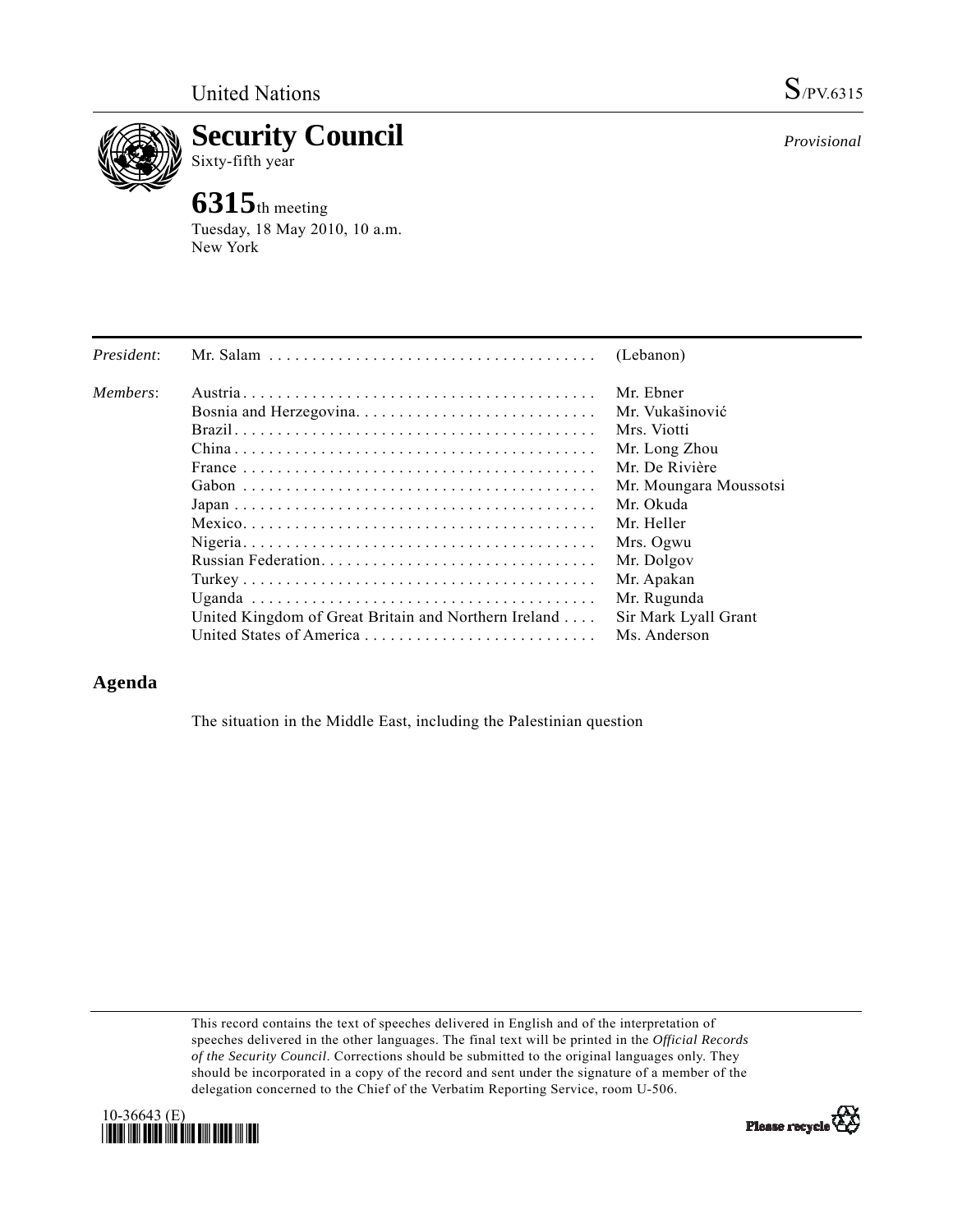United Nations

S/PV.6315

# Security Council

Sixty-fifth year

*Provisional*

# 6315th meeting

Tuesday, 18 May 2010, 10 a.m.
New York

| | | |
|---|---|---|
| *President*: | Mr. Salam | (Lebanon) |
| *Members*: | Austria | Mr. Ebner |
| | Bosnia and Herzegovina | Mr. Vukašinović |
| | Brazil | Mrs. Viotti |
| | China | Mr. Long Zhou |
| | France | Mr. De Rivière |
| | Gabon | Mr. Moungara Moussotsi |
| | Japan | Mr. Okuda |
| | Mexico | Mr. Heller |
| | Nigeria | Mrs. Ogwu |
| | Russian Federation | Mr. Dolgov |
| | Turkey | Mr. Apakan |
| | Uganda | Mr. Rugunda |
| | United Kingdom of Great Britain and Northern Ireland | Sir Mark Lyall Grant |
| | United States of America | Ms. Anderson |

## Agenda

The situation in the Middle East, including the Palestinian question

This record contains the text of speeches delivered in English and of the interpretation of speeches delivered in the other languages. The final text will be printed in the *Official Records of the Security Council*. Corrections should be submitted to the original languages only. They should be incorporated in a copy of the record and sent under the signature of a member of the delegation concerned to the Chief of the Verbatim Reporting Service, room U-506.

10-36643 (E)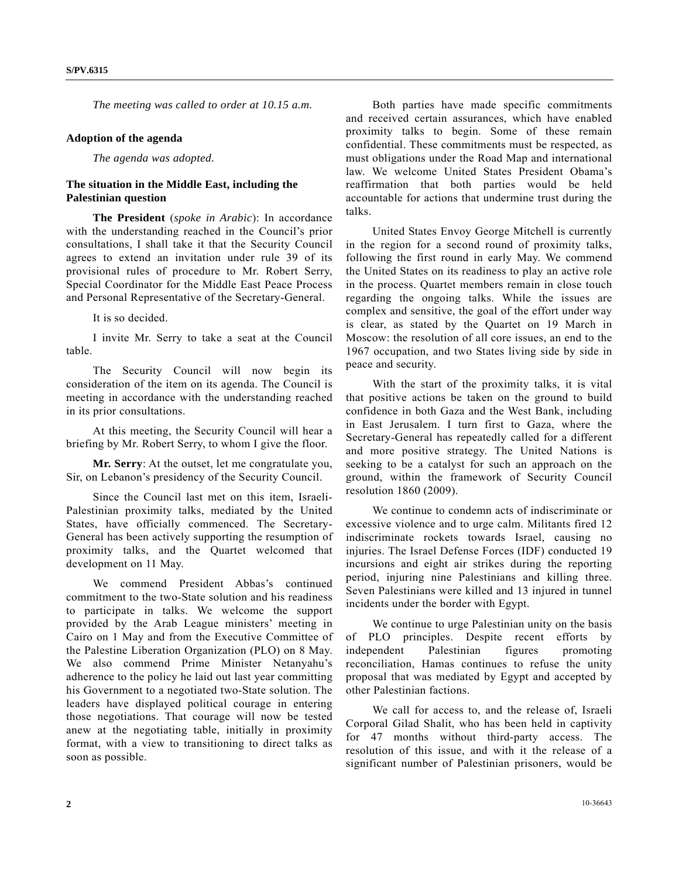*The meeting was called to order at 10.15 a.m.*

**Adoption of the agenda**

*The agenda was adopted.*

**The situation in the Middle East, including the Palestinian question**

**The President** (*spoke in Arabic*): In accordance with the understanding reached in the Council's prior consultations, I shall take it that the Security Council agrees to extend an invitation under rule 39 of its provisional rules of procedure to Mr. Robert Serry, Special Coordinator for the Middle East Peace Process and Personal Representative of the Secretary-General.

It is so decided.

I invite Mr. Serry to take a seat at the Council table.

The Security Council will now begin its consideration of the item on its agenda. The Council is meeting in accordance with the understanding reached in its prior consultations.

At this meeting, the Security Council will hear a briefing by Mr. Robert Serry, to whom I give the floor.

**Mr. Serry**: At the outset, let me congratulate you, Sir, on Lebanon's presidency of the Security Council.

Since the Council last met on this item, Israeli-Palestinian proximity talks, mediated by the United States, have officially commenced. The Secretary-General has been actively supporting the resumption of proximity talks, and the Quartet welcomed that development on 11 May.

We commend President Abbas's continued commitment to the two-State solution and his readiness to participate in talks. We welcome the support provided by the Arab League ministers' meeting in Cairo on 1 May and from the Executive Committee of the Palestine Liberation Organization (PLO) on 8 May. We also commend Prime Minister Netanyahu's adherence to the policy he laid out last year committing his Government to a negotiated two-State solution. The leaders have displayed political courage in entering those negotiations. That courage will now be tested anew at the negotiating table, initially in proximity format, with a view to transitioning to direct talks as soon as possible.

Both parties have made specific commitments and received certain assurances, which have enabled proximity talks to begin. Some of these remain confidential. These commitments must be respected, as must obligations under the Road Map and international law. We welcome United States President Obama's reaffirmation that both parties would be held accountable for actions that undermine trust during the talks.

United States Envoy George Mitchell is currently in the region for a second round of proximity talks, following the first round in early May. We commend the United States on its readiness to play an active role in the process. Quartet members remain in close touch regarding the ongoing talks. While the issues are complex and sensitive, the goal of the effort under way is clear, as stated by the Quartet on 19 March in Moscow: the resolution of all core issues, an end to the 1967 occupation, and two States living side by side in peace and security.

With the start of the proximity talks, it is vital that positive actions be taken on the ground to build confidence in both Gaza and the West Bank, including in East Jerusalem. I turn first to Gaza, where the Secretary-General has repeatedly called for a different and more positive strategy. The United Nations is seeking to be a catalyst for such an approach on the ground, within the framework of Security Council resolution 1860 (2009).

We continue to condemn acts of indiscriminate or excessive violence and to urge calm. Militants fired 12 indiscriminate rockets towards Israel, causing no injuries. The Israel Defense Forces (IDF) conducted 19 incursions and eight air strikes during the reporting period, injuring nine Palestinians and killing three. Seven Palestinians were killed and 13 injured in tunnel incidents under the border with Egypt.

We continue to urge Palestinian unity on the basis of PLO principles. Despite recent efforts by independent Palestinian figures promoting reconciliation, Hamas continues to refuse the unity proposal that was mediated by Egypt and accepted by other Palestinian factions.

We call for access to, and the release of, Israeli Corporal Gilad Shalit, who has been held in captivity for 47 months without third-party access. The resolution of this issue, and with it the release of a significant number of Palestinian prisoners, would be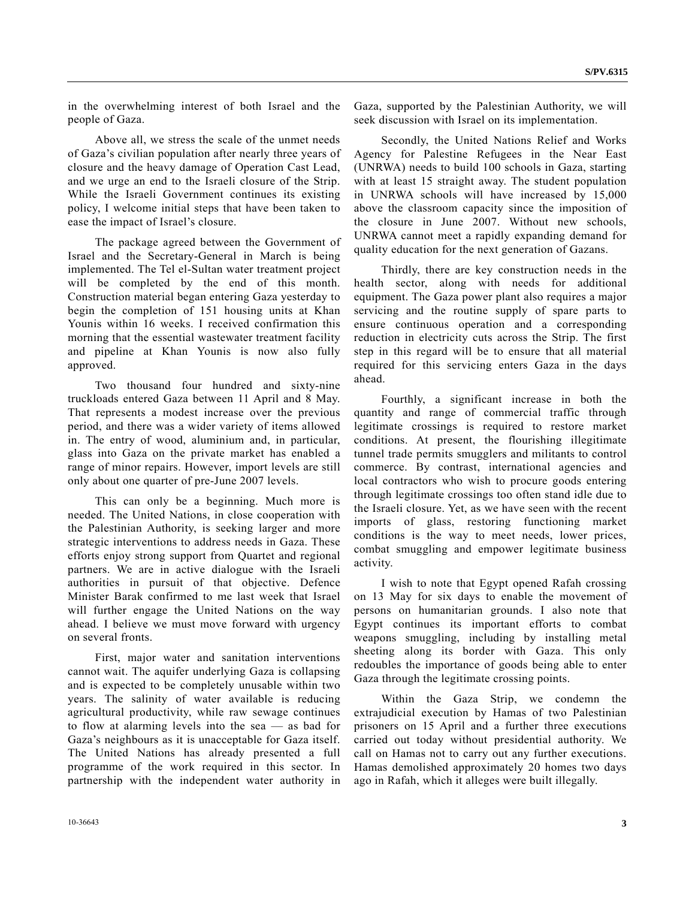in the overwhelming interest of both Israel and the people of Gaza.

Above all, we stress the scale of the unmet needs of Gaza's civilian population after nearly three years of closure and the heavy damage of Operation Cast Lead, and we urge an end to the Israeli closure of the Strip. While the Israeli Government continues its existing policy, I welcome initial steps that have been taken to ease the impact of Israel's closure.

The package agreed between the Government of Israel and the Secretary-General in March is being implemented. The Tel el-Sultan water treatment project will be completed by the end of this month. Construction material began entering Gaza yesterday to begin the completion of 151 housing units at Khan Younis within 16 weeks. I received confirmation this morning that the essential wastewater treatment facility and pipeline at Khan Younis is now also fully approved.

Two thousand four hundred and sixty-nine truckloads entered Gaza between 11 April and 8 May. That represents a modest increase over the previous period, and there was a wider variety of items allowed in. The entry of wood, aluminium and, in particular, glass into Gaza on the private market has enabled a range of minor repairs. However, import levels are still only about one quarter of pre-June 2007 levels.

This can only be a beginning. Much more is needed. The United Nations, in close cooperation with the Palestinian Authority, is seeking larger and more strategic interventions to address needs in Gaza. These efforts enjoy strong support from Quartet and regional partners. We are in active dialogue with the Israeli authorities in pursuit of that objective. Defence Minister Barak confirmed to me last week that Israel will further engage the United Nations on the way ahead. I believe we must move forward with urgency on several fronts.

First, major water and sanitation interventions cannot wait. The aquifer underlying Gaza is collapsing and is expected to be completely unusable within two years. The salinity of water available is reducing agricultural productivity, while raw sewage continues to flow at alarming levels into the sea — as bad for Gaza's neighbours as it is unacceptable for Gaza itself. The United Nations has already presented a full programme of the work required in this sector. In partnership with the independent water authority in Gaza, supported by the Palestinian Authority, we will seek discussion with Israel on its implementation.

Secondly, the United Nations Relief and Works Agency for Palestine Refugees in the Near East (UNRWA) needs to build 100 schools in Gaza, starting with at least 15 straight away. The student population in UNRWA schools will have increased by 15,000 above the classroom capacity since the imposition of the closure in June 2007. Without new schools, UNRWA cannot meet a rapidly expanding demand for quality education for the next generation of Gazans.

Thirdly, there are key construction needs in the health sector, along with needs for additional equipment. The Gaza power plant also requires a major servicing and the routine supply of spare parts to ensure continuous operation and a corresponding reduction in electricity cuts across the Strip. The first step in this regard will be to ensure that all material required for this servicing enters Gaza in the days ahead.

Fourthly, a significant increase in both the quantity and range of commercial traffic through legitimate crossings is required to restore market conditions. At present, the flourishing illegitimate tunnel trade permits smugglers and militants to control commerce. By contrast, international agencies and local contractors who wish to procure goods entering through legitimate crossings too often stand idle due to the Israeli closure. Yet, as we have seen with the recent imports of glass, restoring functioning market conditions is the way to meet needs, lower prices, combat smuggling and empower legitimate business activity.

I wish to note that Egypt opened Rafah crossing on 13 May for six days to enable the movement of persons on humanitarian grounds. I also note that Egypt continues its important efforts to combat weapons smuggling, including by installing metal sheeting along its border with Gaza. This only redoubles the importance of goods being able to enter Gaza through the legitimate crossing points.

Within the Gaza Strip, we condemn the extrajudicial execution by Hamas of two Palestinian prisoners on 15 April and a further three executions carried out today without presidential authority. We call on Hamas not to carry out any further executions. Hamas demolished approximately 20 homes two days ago in Rafah, which it alleges were built illegally.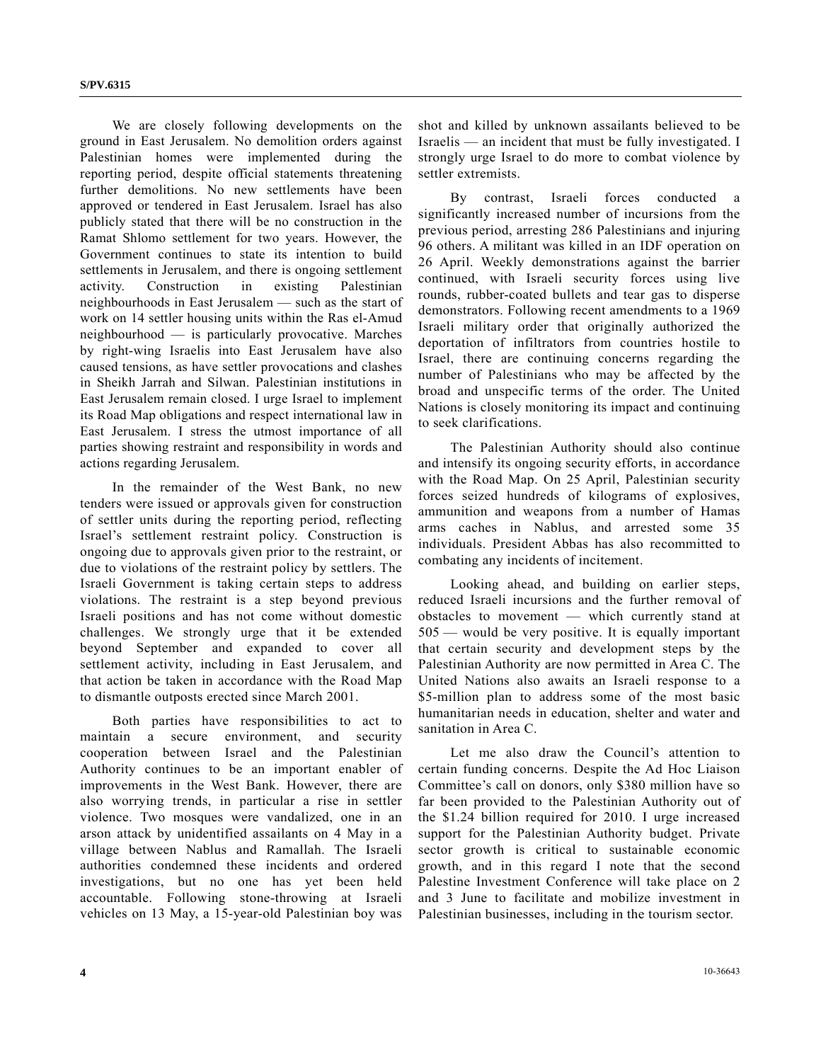We are closely following developments on the ground in East Jerusalem. No demolition orders against Palestinian homes were implemented during the reporting period, despite official statements threatening further demolitions. No new settlements have been approved or tendered in East Jerusalem. Israel has also publicly stated that there will be no construction in the Ramat Shlomo settlement for two years. However, the Government continues to state its intention to build settlements in Jerusalem, and there is ongoing settlement activity. Construction in existing Palestinian neighbourhoods in East Jerusalem — such as the start of work on 14 settler housing units within the Ras el-Amud neighbourhood — is particularly provocative. Marches by right-wing Israelis into East Jerusalem have also caused tensions, as have settler provocations and clashes in Sheikh Jarrah and Silwan. Palestinian institutions in East Jerusalem remain closed. I urge Israel to implement its Road Map obligations and respect international law in East Jerusalem. I stress the utmost importance of all parties showing restraint and responsibility in words and actions regarding Jerusalem.

In the remainder of the West Bank, no new tenders were issued or approvals given for construction of settler units during the reporting period, reflecting Israel's settlement restraint policy. Construction is ongoing due to approvals given prior to the restraint, or due to violations of the restraint policy by settlers. The Israeli Government is taking certain steps to address violations. The restraint is a step beyond previous Israeli positions and has not come without domestic challenges. We strongly urge that it be extended beyond September and expanded to cover all settlement activity, including in East Jerusalem, and that action be taken in accordance with the Road Map to dismantle outposts erected since March 2001.

Both parties have responsibilities to act to maintain a secure environment, and security cooperation between Israel and the Palestinian Authority continues to be an important enabler of improvements in the West Bank. However, there are also worrying trends, in particular a rise in settler violence. Two mosques were vandalized, one in an arson attack by unidentified assailants on 4 May in a village between Nablus and Ramallah. The Israeli authorities condemned these incidents and ordered investigations, but no one has yet been held accountable. Following stone-throwing at Israeli vehicles on 13 May, a 15-year-old Palestinian boy was shot and killed by unknown assailants believed to be Israelis — an incident that must be fully investigated. I strongly urge Israel to do more to combat violence by settler extremists.

By contrast, Israeli forces conducted a significantly increased number of incursions from the previous period, arresting 286 Palestinians and injuring 96 others. A militant was killed in an IDF operation on 26 April. Weekly demonstrations against the barrier continued, with Israeli security forces using live rounds, rubber-coated bullets and tear gas to disperse demonstrators. Following recent amendments to a 1969 Israeli military order that originally authorized the deportation of infiltrators from countries hostile to Israel, there are continuing concerns regarding the number of Palestinians who may be affected by the broad and unspecific terms of the order. The United Nations is closely monitoring its impact and continuing to seek clarifications.

The Palestinian Authority should also continue and intensify its ongoing security efforts, in accordance with the Road Map. On 25 April, Palestinian security forces seized hundreds of kilograms of explosives, ammunition and weapons from a number of Hamas arms caches in Nablus, and arrested some 35 individuals. President Abbas has also recommitted to combating any incidents of incitement.

Looking ahead, and building on earlier steps, reduced Israeli incursions and the further removal of obstacles to movement — which currently stand at 505 — would be very positive. It is equally important that certain security and development steps by the Palestinian Authority are now permitted in Area C. The United Nations also awaits an Israeli response to a \$5-million plan to address some of the most basic humanitarian needs in education, shelter and water and sanitation in Area C.

Let me also draw the Council's attention to certain funding concerns. Despite the Ad Hoc Liaison Committee's call on donors, only \$380 million have so far been provided to the Palestinian Authority out of the \$1.24 billion required for 2010. I urge increased support for the Palestinian Authority budget. Private sector growth is critical to sustainable economic growth, and in this regard I note that the second Palestine Investment Conference will take place on 2 and 3 June to facilitate and mobilize investment in Palestinian businesses, including in the tourism sector.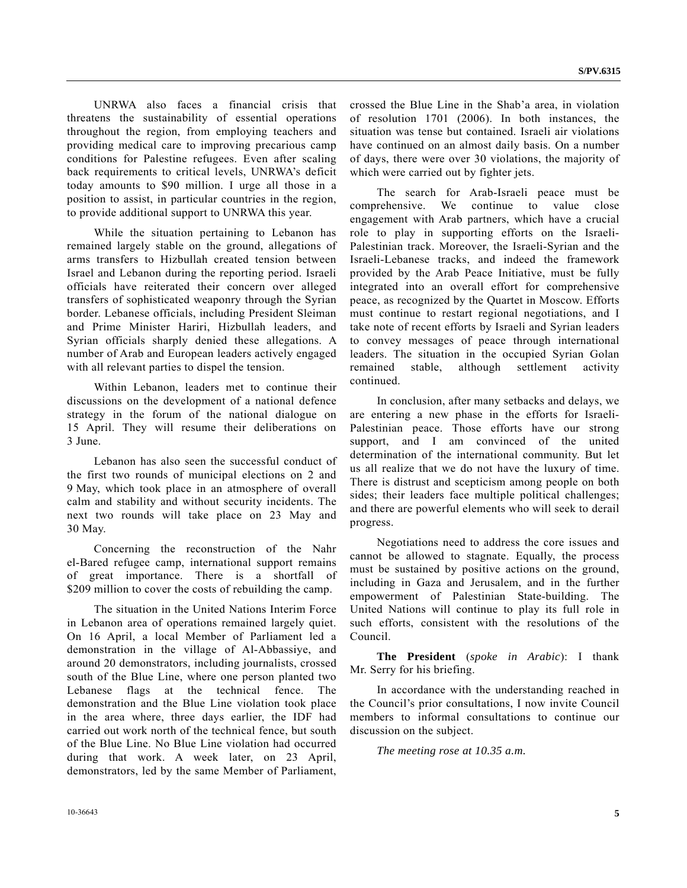UNRWA also faces a financial crisis that threatens the sustainability of essential operations throughout the region, from employing teachers and providing medical care to improving precarious camp conditions for Palestine refugees. Even after scaling back requirements to critical levels, UNRWA's deficit today amounts to $90 million. I urge all those in a position to assist, in particular countries in the region, to provide additional support to UNRWA this year.

While the situation pertaining to Lebanon has remained largely stable on the ground, allegations of arms transfers to Hizbullah created tension between Israel and Lebanon during the reporting period. Israeli officials have reiterated their concern over alleged transfers of sophisticated weaponry through the Syrian border. Lebanese officials, including President Sleiman and Prime Minister Hariri, Hizbullah leaders, and Syrian officials sharply denied these allegations. A number of Arab and European leaders actively engaged with all relevant parties to dispel the tension.

Within Lebanon, leaders met to continue their discussions on the development of a national defence strategy in the forum of the national dialogue on 15 April. They will resume their deliberations on 3 June.

Lebanon has also seen the successful conduct of the first two rounds of municipal elections on 2 and 9 May, which took place in an atmosphere of overall calm and stability and without security incidents. The next two rounds will take place on 23 May and 30 May.

Concerning the reconstruction of the Nahr el-Bared refugee camp, international support remains of great importance. There is a shortfall of $209 million to cover the costs of rebuilding the camp.

The situation in the United Nations Interim Force in Lebanon area of operations remained largely quiet. On 16 April, a local Member of Parliament led a demonstration in the village of Al-Abbassiye, and around 20 demonstrators, including journalists, crossed south of the Blue Line, where one person planted two Lebanese flags at the technical fence. The demonstration and the Blue Line violation took place in the area where, three days earlier, the IDF had carried out work north of the technical fence, but south of the Blue Line. No Blue Line violation had occurred during that work. A week later, on 23 April, demonstrators, led by the same Member of Parliament, crossed the Blue Line in the Shab'a area, in violation of resolution 1701 (2006). In both instances, the situation was tense but contained. Israeli air violations have continued on an almost daily basis. On a number of days, there were over 30 violations, the majority of which were carried out by fighter jets.

The search for Arab-Israeli peace must be comprehensive. We continue to value close engagement with Arab partners, which have a crucial role to play in supporting efforts on the Israeli-Palestinian track. Moreover, the Israeli-Syrian and the Israeli-Lebanese tracks, and indeed the framework provided by the Arab Peace Initiative, must be fully integrated into an overall effort for comprehensive peace, as recognized by the Quartet in Moscow. Efforts must continue to restart regional negotiations, and I take note of recent efforts by Israeli and Syrian leaders to convey messages of peace through international leaders. The situation in the occupied Syrian Golan remained stable, although settlement activity continued.

In conclusion, after many setbacks and delays, we are entering a new phase in the efforts for Israeli-Palestinian peace. Those efforts have our strong support, and I am convinced of the united determination of the international community. But let us all realize that we do not have the luxury of time. There is distrust and scepticism among people on both sides; their leaders face multiple political challenges; and there are powerful elements who will seek to derail progress.

Negotiations need to address the core issues and cannot be allowed to stagnate. Equally, the process must be sustained by positive actions on the ground, including in Gaza and Jerusalem, and in the further empowerment of Palestinian State-building. The United Nations will continue to play its full role in such efforts, consistent with the resolutions of the Council.

**The President** (*spoke in Arabic*): I thank Mr. Serry for his briefing.

In accordance with the understanding reached in the Council's prior consultations, I now invite Council members to informal consultations to continue our discussion on the subject.

*The meeting rose at 10.35 a.m.*